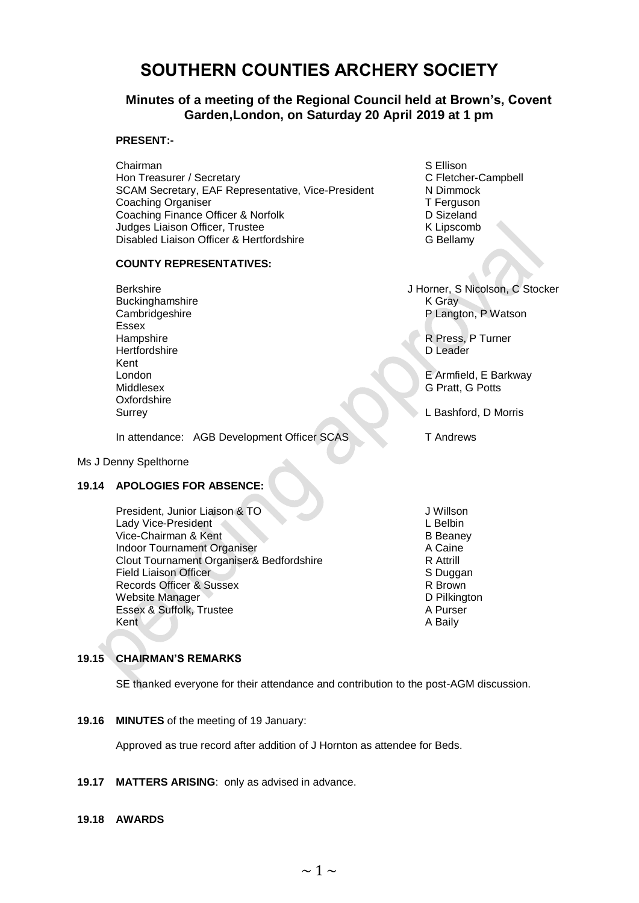# SOUTHERN COUNTIES ARCHERY SOCIETY

## Minutes of a meeting of the Regional Council held at Brown's, Covent Garden,London, on Saturday 20 April 2019 at 1 pm

**PRESENT:-**

| | |
|---|---|
| Chairman | S Ellison |
| Hon Treasurer / Secretary | C Fletcher-Campbell |
| SCAM Secretary, EAF Representative, Vice-President | N Dimmock |
| Coaching Organiser | T Ferguson |
| Coaching Finance Officer & Norfolk | D Sizeland |
| Judges Liaison Officer, Trustee | K Lipscomb |
| Disabled Liaison Officer & Hertfordshire | G Bellamy |

**COUNTY REPRESENTATIVES:**

| | |
|---|---|
| Berkshire | J Horner, S Nicolson, C Stocker |
| Buckinghamshire | K Gray |
| Cambridgeshire | P Langton, P Watson |
| Essex | |
| Hampshire | R Press, P Turner |
| Hertfordshire | D Leader |
| Kent | |
| London | E Armfield, E Barkway |
| Middlesex | G Pratt, G Potts |
| Oxfordshire | |
| Surrey | L Bashford, D Morris |

In attendance: AGB Development Officer SCAS — T Andrews

Ms J Denny Spelthorne

**19.14 APOLOGIES FOR ABSENCE:**

| | |
|---|---|
| President, Junior Liaison & TO | J Willson |
| Lady Vice-President | L Belbin |
| Vice-Chairman & Kent | B Beaney |
| Indoor Tournament Organiser | A Caine |
| Clout Tournament Organiser& Bedfordshire | R Attrill |
| Field Liaison Officer | S Duggan |
| Records Officer & Sussex | R Brown |
| Website Manager | D Pilkington |
| Essex & Suffolk, Trustee | A Purser |
| Kent | A Baily |

**19.15 CHAIRMAN'S REMARKS**

SE thanked everyone for their attendance and contribution to the post-AGM discussion.

**19.16 MINUTES** of the meeting of 19 January:

Approved as true record after addition of J Hornton as attendee for Beds.

**19.17 MATTERS ARISING**: only as advised in advance.

**19.18 AWARDS**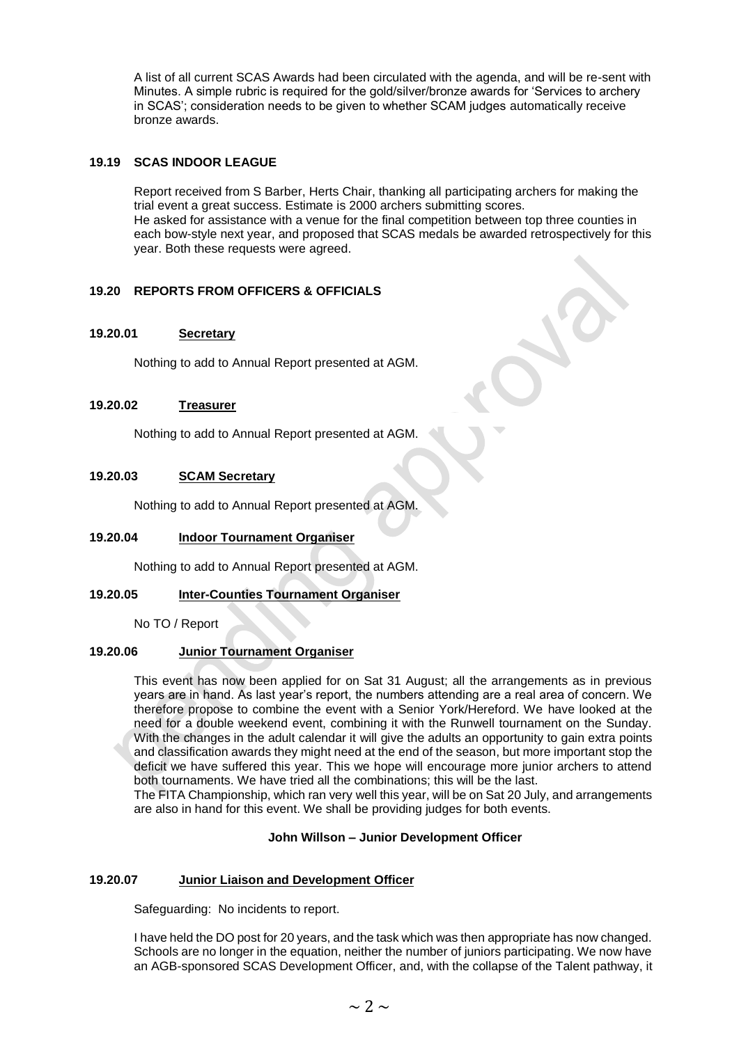A list of all current SCAS Awards had been circulated with the agenda, and will be re-sent with Minutes. A simple rubric is required for the gold/silver/bronze awards for 'Services to archery in SCAS'; consideration needs to be given to whether SCAM judges automatically receive bronze awards.

## 19.19 SCAS INDOOR LEAGUE

Report received from S Barber, Herts Chair, thanking all participating archers for making the trial event a great success. Estimate is 2000 archers submitting scores.
He asked for assistance with a venue for the final competition between top three counties in each bow-style next year, and proposed that SCAS medals be awarded retrospectively for this year. Both these requests were agreed.

## 19.20 REPORTS FROM OFFICERS & OFFICIALS

### 19.20.01 Secretary

Nothing to add to Annual Report presented at AGM.

### 19.20.02 Treasurer

Nothing to add to Annual Report presented at AGM.

### 19.20.03 SCAM Secretary

Nothing to add to Annual Report presented at AGM.

### 19.20.04 Indoor Tournament Organiser

Nothing to add to Annual Report presented at AGM.

### 19.20.05 Inter-Counties Tournament Organiser

No TO / Report

### 19.20.06 Junior Tournament Organiser

This event has now been applied for on Sat 31 August; all the arrangements as in previous years are in hand. As last year's report, the numbers attending are a real area of concern. We therefore propose to combine the event with a Senior York/Hereford. We have looked at the need for a double weekend event, combining it with the Runwell tournament on the Sunday. With the changes in the adult calendar it will give the adults an opportunity to gain extra points and classification awards they might need at the end of the season, but more important stop the deficit we have suffered this year. This we hope will encourage more junior archers to attend both tournaments. We have tried all the combinations; this will be the last.
The FITA Championship, which ran very well this year, will be on Sat 20 July, and arrangements are also in hand for this event. We shall be providing judges for both events.

**John Willson – Junior Development Officer**

### 19.20.07 Junior Liaison and Development Officer

Safeguarding: No incidents to report.

I have held the DO post for 20 years, and the task which was then appropriate has now changed. Schools are no longer in the equation, neither the number of juniors participating. We now have an AGB-sponsored SCAS Development Officer, and, with the collapse of the Talent pathway, it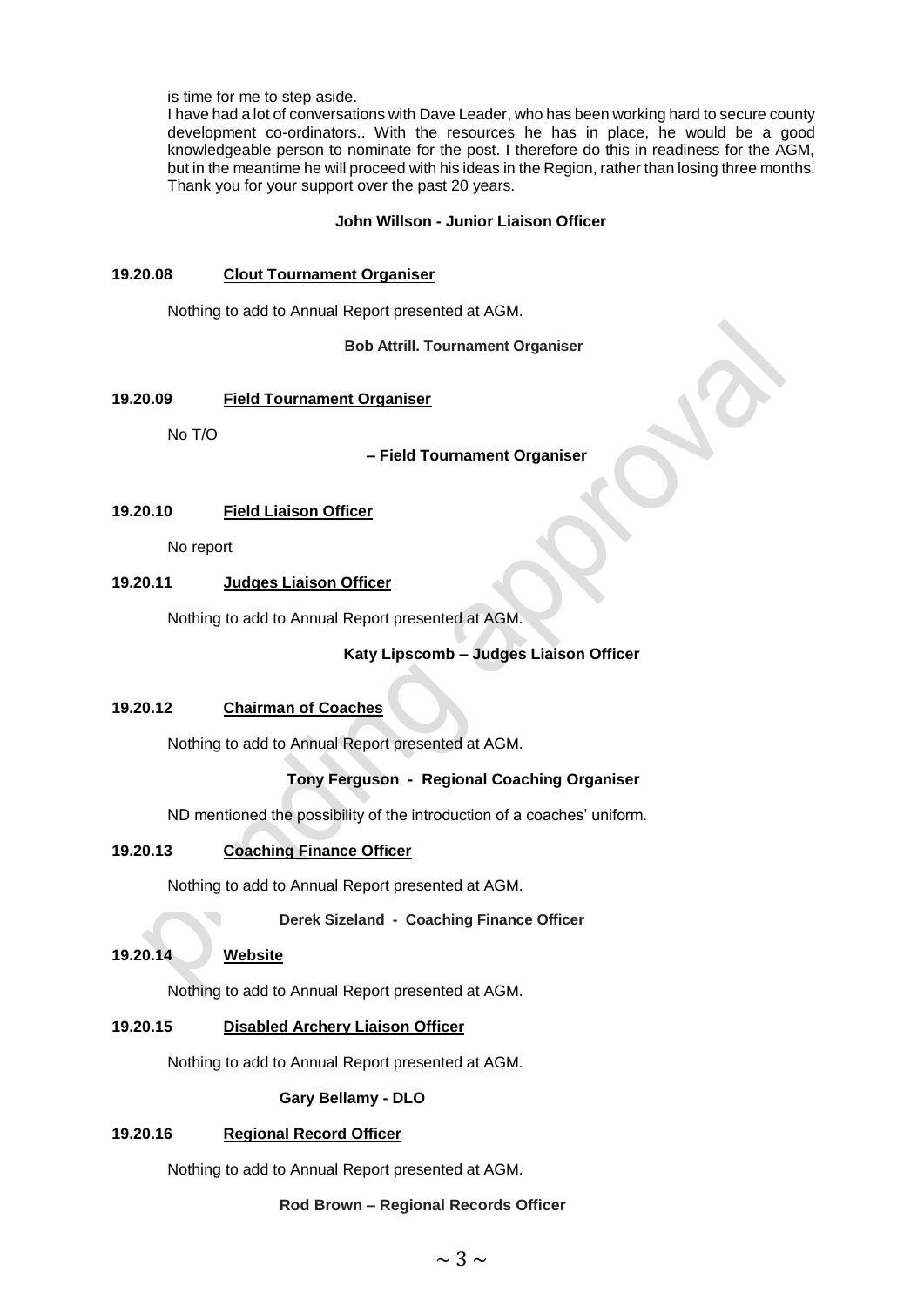is time for me to step aside.

I have had a lot of conversations with Dave Leader, who has been working hard to secure county development co-ordinators.. With the resources he has in place, he would be a good knowledgeable person to nominate for the post. I therefore do this in readiness for the AGM, but in the meantime he will proceed with his ideas in the Region, rather than losing three months. Thank you for your support over the past 20 years.

**John Willson - Junior Liaison Officer**

**19.20.08 Clout Tournament Organiser**

Nothing to add to Annual Report presented at AGM.

**Bob Attrill. Tournament Organiser**

**19.20.09 Field Tournament Organiser**

No T/O

**– Field Tournament Organiser**

**19.20.10 Field Liaison Officer**

No report

**19.20.11 Judges Liaison Officer**

Nothing to add to Annual Report presented at AGM.

**Katy Lipscomb – Judges Liaison Officer**

**19.20.12 Chairman of Coaches**

Nothing to add to Annual Report presented at AGM.

**Tony Ferguson - Regional Coaching Organiser**

ND mentioned the possibility of the introduction of a coaches' uniform.

**19.20.13 Coaching Finance Officer**

Nothing to add to Annual Report presented at AGM.

**Derek Sizeland - Coaching Finance Officer**

**19.20.14 Website**

Nothing to add to Annual Report presented at AGM.

**19.20.15 Disabled Archery Liaison Officer**

Nothing to add to Annual Report presented at AGM.

**Gary Bellamy - DLO**

**19.20.16 Regional Record Officer**

Nothing to add to Annual Report presented at AGM.

**Rod Brown – Regional Records Officer**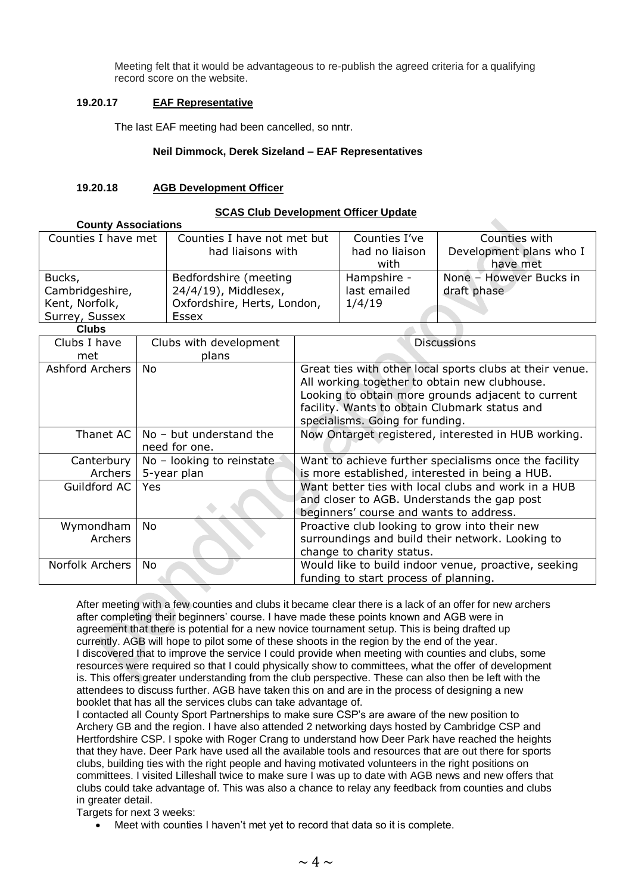Meeting felt that it would be advantageous to re-publish the agreed criteria for a qualifying record score on the website.

### 19.20.17 EAF Representative

The last EAF meeting had been cancelled, so nntr.

**Neil Dimmock, Derek Sizeland – EAF Representatives**

### 19.20.18 AGB Development Officer

**SCAS Club Development Officer Update**

**County Associations**

| Counties I have met | Counties I have not met but had liaisons with | Counties I've had no liaison with | Counties with Development plans who I have met |
|---|---|---|---|
| Bucks, Cambridgeshire, Kent, Norfolk, Surrey, Sussex | Bedfordshire (meeting 24/4/19), Middlesex, Oxfordshire, Herts, London, Essex | Hampshire - last emailed 1/4/19 | None – However Bucks in draft phase |

**Clubs**

| Clubs I have met | Clubs with development plans | Discussions |
|---|---|---|
| Ashford Archers | No | Great ties with other local sports clubs at their venue. All working together to obtain new clubhouse. Looking to obtain more grounds adjacent to current facility. Wants to obtain Clubmark status and specialisms. Going for funding. |
| Thanet AC | No – but understand the need for one. | Now Ontarget registered, interested in HUB working. |
| Canterbury Archers | No – looking to reinstate 5-year plan | Want to achieve further specialisms once the facility is more established, interested in being a HUB. |
| Guildford AC | Yes | Want better ties with local clubs and work in a HUB and closer to AGB. Understands the gap post beginners' course and wants to address. |
| Wymondham Archers | No | Proactive club looking to grow into their new surroundings and build their network. Looking to change to charity status. |
| Norfolk Archers | No | Would like to build indoor venue, proactive, seeking funding to start process of planning. |

After meeting with a few counties and clubs it became clear there is a lack of an offer for new archers after completing their beginners' course. I have made these points known and AGB were in agreement that there is potential for a new novice tournament setup. This is being drafted up currently. AGB will hope to pilot some of these shoots in the region by the end of the year.
I discovered that to improve the service I could provide when meeting with counties and clubs, some resources were required so that I could physically show to committees, what the offer of development is. This offers greater understanding from the club perspective. These can also then be left with the attendees to discuss further. AGB have taken this on and are in the process of designing a new booklet that has all the services clubs can take advantage of.
I contacted all County Sport Partnerships to make sure CSP's are aware of the new position to Archery GB and the region. I have also attended 2 networking days hosted by Cambridge CSP and Hertfordshire CSP. I spoke with Roger Crang to understand how Deer Park have reached the heights that they have. Deer Park have used all the available tools and resources that are out there for sports clubs, building ties with the right people and having motivated volunteers in the right positions on committees. I visited Lilleshall twice to make sure I was up to date with AGB news and new offers that clubs could take advantage of. This was also a chance to relay any feedback from counties and clubs in greater detail.
Targets for next 3 weeks:

- Meet with counties I haven't met yet to record that data so it is complete.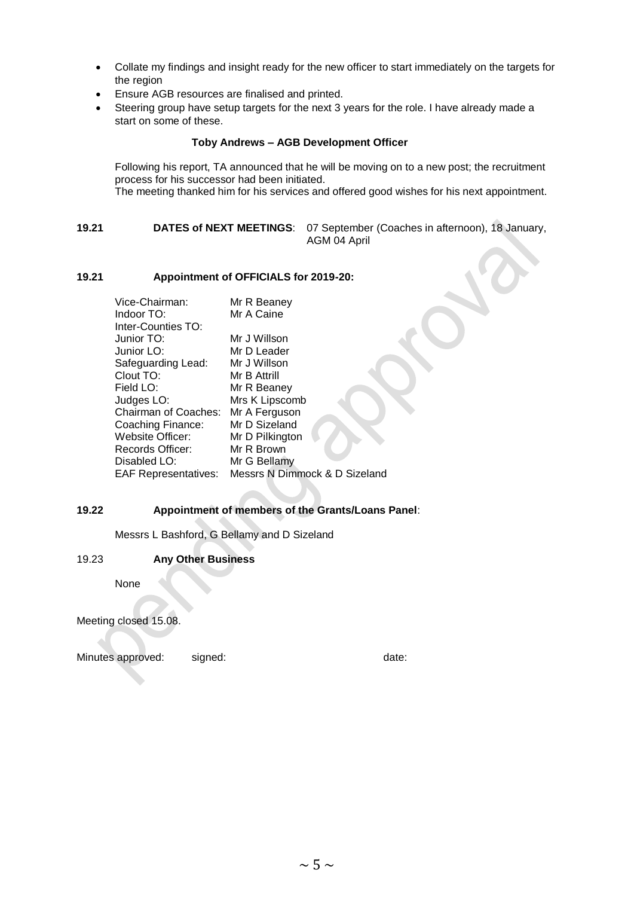- Collate my findings and insight ready for the new officer to start immediately on the targets for the region
- Ensure AGB resources are finalised and printed.
- Steering group have setup targets for the next 3 years for the role. I have already made a start on some of these.

**Toby Andrews – AGB Development Officer**

Following his report, TA announced that he will be moving on to a new post; the recruitment process for his successor had been initiated.
The meeting thanked him for his services and offered good wishes for his next appointment.

**19.21 DATES of NEXT MEETINGS**: 07 September (Coaches in afternoon), 18 January, AGM 04 April

**19.21 Appointment of OFFICIALS for 2019-20:**

| | |
|---|---|
| Vice-Chairman: | Mr R Beaney |
| Indoor TO: | Mr A Caine |
| Inter-Counties TO: | |
| Junior TO: | Mr J Willson |
| Junior LO: | Mr D Leader |
| Safeguarding Lead: | Mr J Willson |
| Clout TO: | Mr B Attrill |
| Field LO: | Mr R Beaney |
| Judges LO: | Mrs K Lipscomb |
| Chairman of Coaches: | Mr A Ferguson |
| Coaching Finance: | Mr D Sizeland |
| Website Officer: | Mr D Pilkington |
| Records Officer: | Mr R Brown |
| Disabled LO: | Mr G Bellamy |
| EAF Representatives: | Messrs N Dimmock & D Sizeland |

**19.22 Appointment of members of the Grants/Loans Panel**:

Messrs L Bashford, G Bellamy and D Sizeland

19.23 **Any Other Business**

None

Meeting closed 15.08.

Minutes approved: signed: date:

pending approval